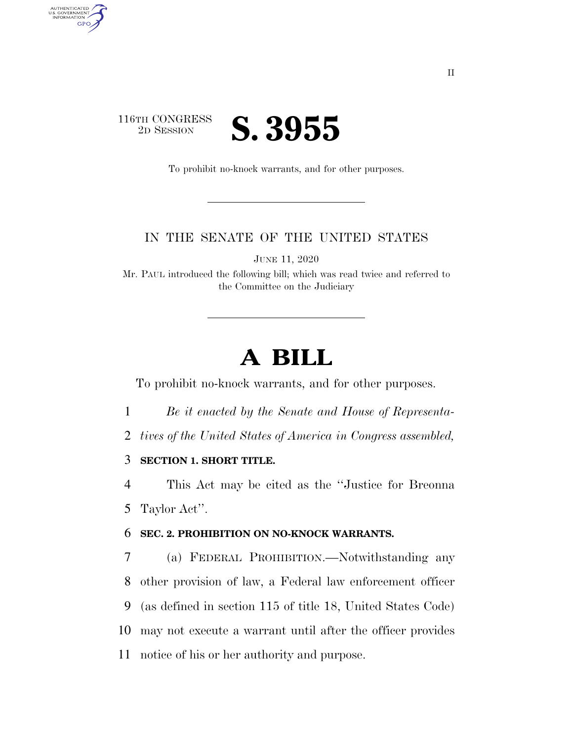116TH CONGRESS
2D SESSION

# S. 3955

To prohibit no-knock warrants, and for other purposes.

IN THE SENATE OF THE UNITED STATES

JUNE 11, 2020

Mr. PAUL introduced the following bill; which was read twice and referred to the Committee on the Judiciary

# A BILL

To prohibit no-knock warrants, and for other purposes.

*Be it enacted by the Senate and House of Representatives of the United States of America in Congress assembled,*

**SECTION 1. SHORT TITLE.**

This Act may be cited as the "Justice for Breonna Taylor Act".

**SEC. 2. PROHIBITION ON NO-KNOCK WARRANTS.**

(a) FEDERAL PROHIBITION.—Notwithstanding any other provision of law, a Federal law enforcement officer (as defined in section 115 of title 18, United States Code) may not execute a warrant until after the officer provides notice of his or her authority and purpose.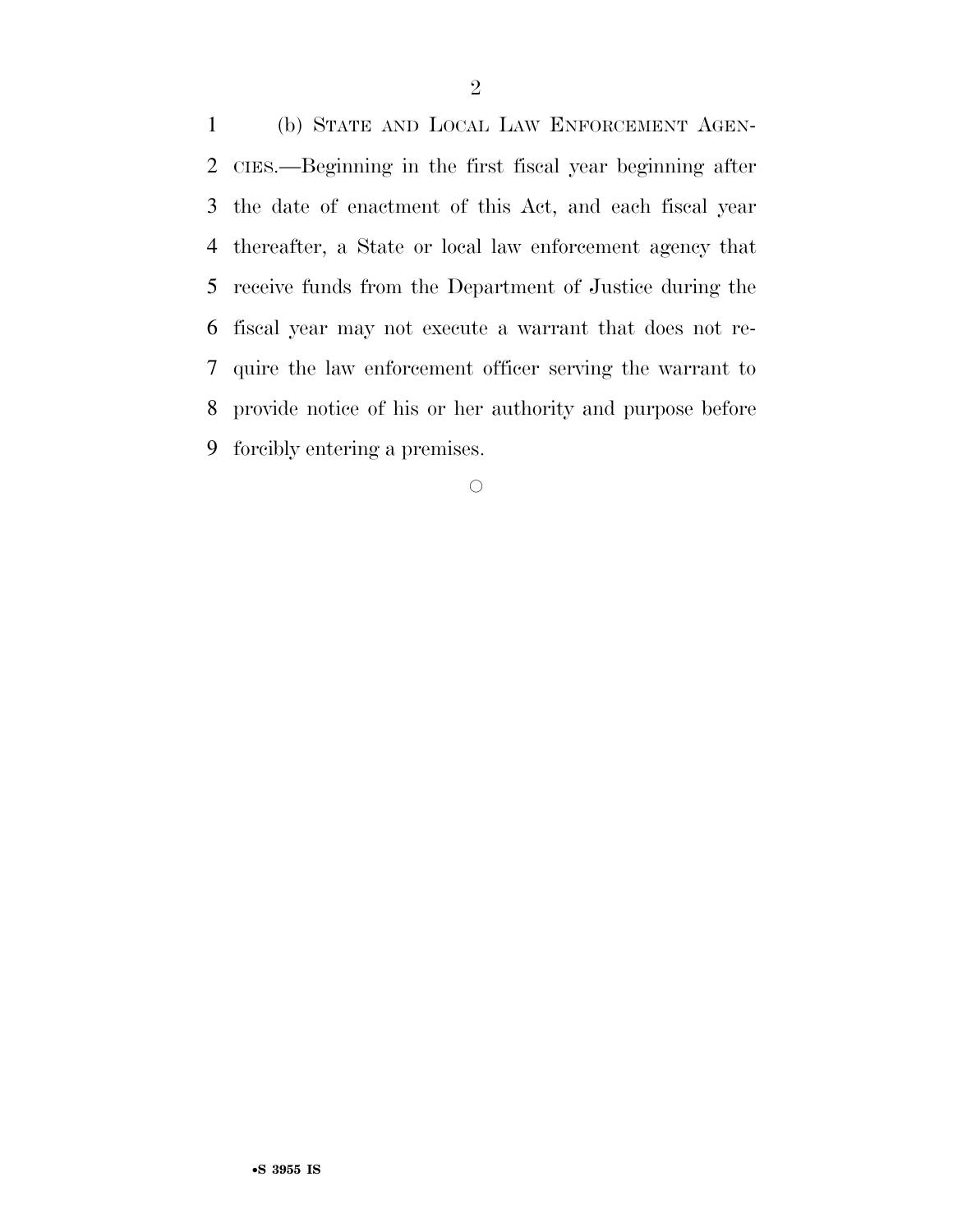(b) STATE AND LOCAL LAW ENFORCEMENT AGENCIES.—Beginning in the first fiscal year beginning after the date of enactment of this Act, and each fiscal year thereafter, a State or local law enforcement agency that receive funds from the Department of Justice during the fiscal year may not execute a warrant that does not require the law enforcement officer serving the warrant to provide notice of his or her authority and purpose before forcibly entering a premises.

○